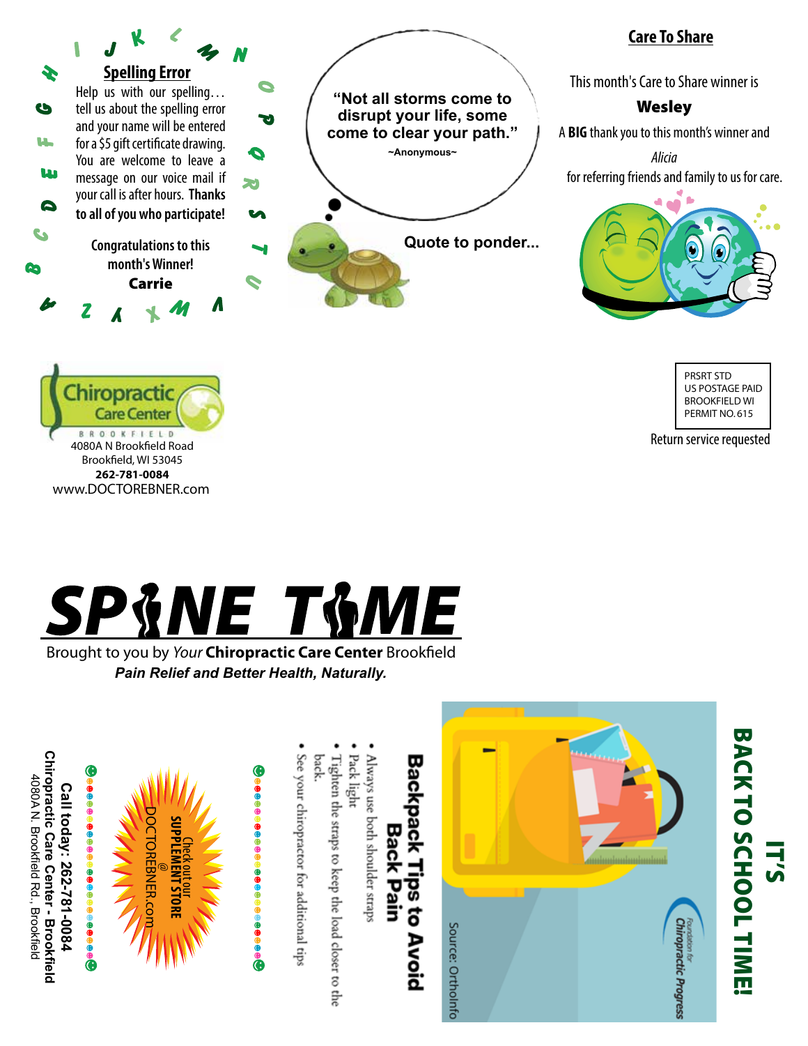## Spelling Error

Help us with our spelling… tell us about the spelling error and your name will be entered for a $5 gift certificate drawing. You are welcome to leave a message on our voice mail if your call is after hours. **Thanks to all of you who participate!**

Congratulations to this month's Winner!

**Carrie**

"Not all storms come to disrupt your life, some come to clear your path."

~Anonymous~

**Quote to ponder...**

## Care To Share

This month's Care to Share winner is

**Wesley**

A **BIG** thank you to this month's winner and

*Alicia*

for referring friends and family to us for care.

Chiropractic Care Center

BROOKFIELD

4080A N Brookfield Road
Brookfield, WI 53045
**262-781-0084**
www.DOCTOREBNER.com

PRSRT STD
US POSTAGE PAID
BROOKFIELD WI
PERMIT NO. 615

Return service requested

# SPINE TIME

Brought to you by *Your* **Chiropractic Care Center** Brookfield

***Pain Relief and Better Health, Naturally.***

## IT'S BACK TO SCHOOL TIME!

Foundation for Chiropractic Progress

Source: OrthoInfo

### Backpack Tips to Avoid Back Pain

- Always use both shoulder straps
- Pack light
- Tighten the straps to keep the load closer to the back.
- See your chiropractor for additional tips

Check out our **SUPPLEMENT STORE** @ DOCTOREBNER.com

**Call today: 262-781-0084**

**Chiropractic Care Center - Brookfield**

4080A N. Brookfield Rd., Brookfield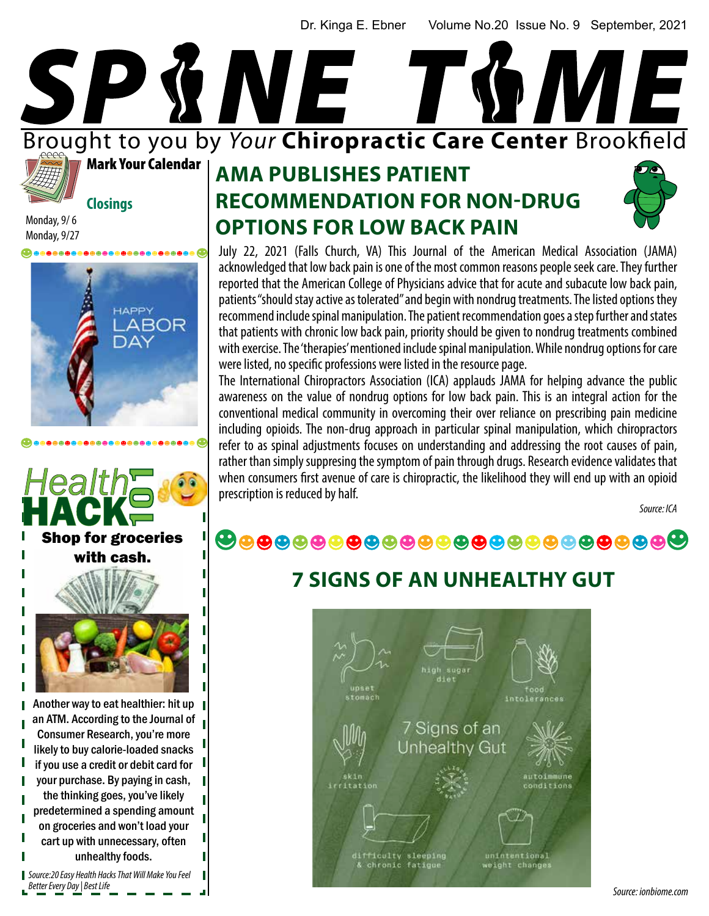Dr. Kinga E. Ebner Volume No.20 Issue No. 9 September, 2021

# SPINE TIME

Brought to you by *Your* **Chiropractic Care Center** Brookfield

## Mark Your Calendar

### Closings

Monday, 9/ 6
Monday, 9/27

HAPPY LABOR DAY

## Health HACK 101

**Shop for groceries with cash.**

Another way to eat healthier: hit up an ATM. According to the Journal of Consumer Research, you're more likely to buy calorie-loaded snacks if you use a credit or debit card for your purchase. By paying in cash, the thinking goes, you've likely predetermined a spending amount on groceries and won't load your cart up with unnecessary, often unhealthy foods.

*Source:20 Easy Health Hacks That Will Make You Feel Better Every Day | Best Life*

## AMA PUBLISHES PATIENT RECOMMENDATION FOR NON-DRUG OPTIONS FOR LOW BACK PAIN

July 22, 2021 (Falls Church, VA) This Journal of the American Medical Association (JAMA) acknowledged that low back pain is one of the most common reasons people seek care. They further reported that the American College of Physicians advice that for acute and subacute low back pain, patients "should stay active as tolerated" and begin with nondrug treatments. The listed options they recommend include spinal manipulation. The patient recommendation goes a step further and states that patients with chronic low back pain, priority should be given to nondrug treatments combined with exercise. The 'therapies' mentioned include spinal manipulation. While nondrug options for care were listed, no specific professions were listed in the resource page.

The International Chiropractors Association (ICA) applauds JAMA for helping advance the public awareness on the value of nondrug options for low back pain. This is an integral action for the conventional medical community in overcoming their over reliance on prescribing pain medicine including opioids. The non-drug approach in particular spinal manipulation, which chiropractors refer to as spinal adjustments focuses on understanding and addressing the root causes of pain, rather than simply suppresing the symptom of pain through drugs. Research evidence validates that when consumers first avenue of care is chiropractic, the likelihood they will end up with an opioid prescription is reduced by half.

*Source: ICA*

## 7 SIGNS OF AN UNHEALTHY GUT

7 Signs of an Unhealthy Gut

upset stomach
high sugar diet
food intolerances
skin irritation
autoimmune conditions
difficulty sleeping & chronic fatigue
unintentional weight changes

*Source: ionbiome.com*